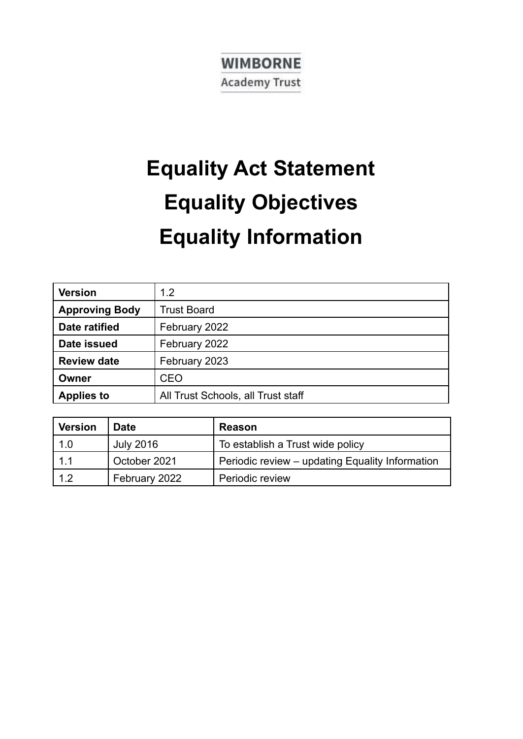WIMBORNE
Academy Trust

# Equality Act Statement

# Equality Objectives

# Equality Information

| **Version** | 1.2 |
|---|---|
| **Approving Body** | Trust Board |
| **Date ratified** | February 2022 |
| **Date issued** | February 2022 |
| **Review date** | February 2023 |
| **Owner** | CEO |
| **Applies to** | All Trust Schools, all Trust staff |

| **Version** | **Date** | **Reason** |
|---|---|---|
| 1.0 | July 2016 | To establish a Trust wide policy |
| 1.1 | October 2021 | Periodic review – updating Equality Information |
| 1.2 | February 2022 | Periodic review |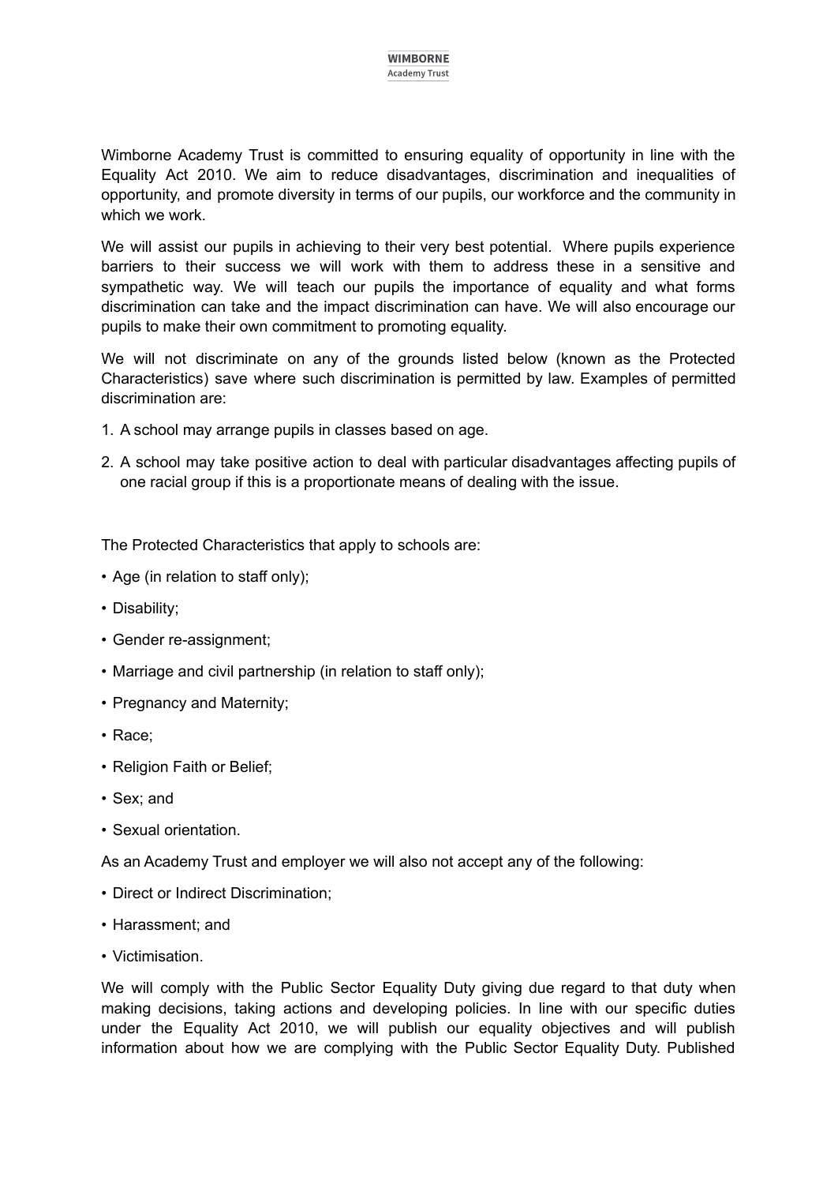Wimborne Academy Trust is committed to ensuring equality of opportunity in line with the Equality Act 2010. We aim to reduce disadvantages, discrimination and inequalities of opportunity, and promote diversity in terms of our pupils, our workforce and the community in which we work.

We will assist our pupils in achieving to their very best potential. Where pupils experience barriers to their success we will work with them to address these in a sensitive and sympathetic way. We will teach our pupils the importance of equality and what forms discrimination can take and the impact discrimination can have. We will also encourage our pupils to make their own commitment to promoting equality.

We will not discriminate on any of the grounds listed below (known as the Protected Characteristics) save where such discrimination is permitted by law. Examples of permitted discrimination are:

1. A school may arrange pupils in classes based on age.
2. A school may take positive action to deal with particular disadvantages affecting pupils of one racial group if this is a proportionate means of dealing with the issue.

The Protected Characteristics that apply to schools are:

- Age (in relation to staff only);
- Disability;
- Gender re-assignment;
- Marriage and civil partnership (in relation to staff only);
- Pregnancy and Maternity;
- Race;
- Religion Faith or Belief;
- Sex; and
- Sexual orientation.

As an Academy Trust and employer we will also not accept any of the following:

- Direct or Indirect Discrimination;
- Harassment; and
- Victimisation.

We will comply with the Public Sector Equality Duty giving due regard to that duty when making decisions, taking actions and developing policies. In line with our specific duties under the Equality Act 2010, we will publish our equality objectives and will publish information about how we are complying with the Public Sector Equality Duty. Published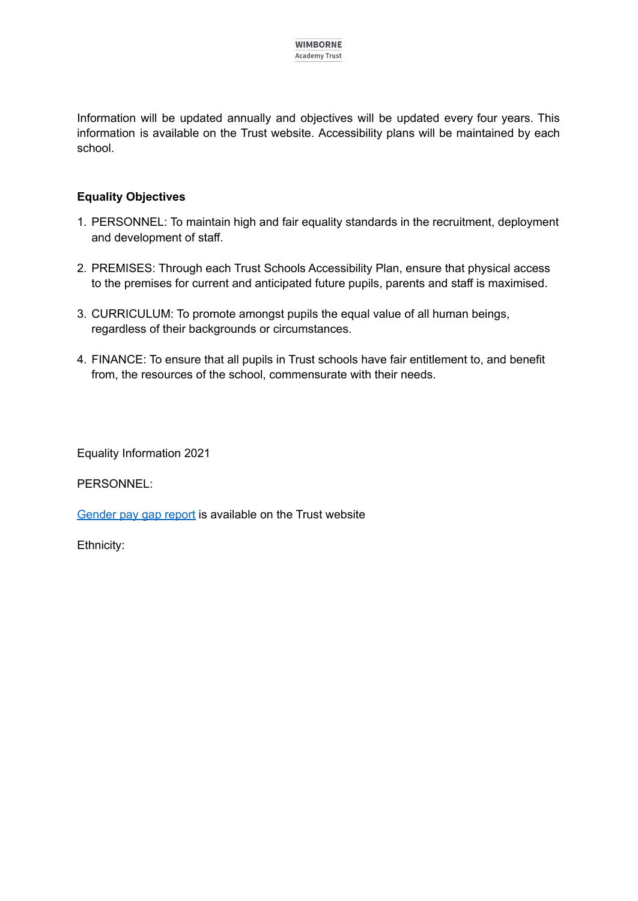Information will be updated annually and objectives will be updated every four years. This information is available on the Trust website. Accessibility plans will be maintained by each school.

**Equality Objectives**

1. PERSONNEL: To maintain high and fair equality standards in the recruitment, deployment and development of staff.
2. PREMISES: Through each Trust Schools Accessibility Plan, ensure that physical access to the premises for current and anticipated future pupils, parents and staff is maximised.
3. CURRICULUM: To promote amongst pupils the equal value of all human beings, regardless of their backgrounds or circumstances.
4. FINANCE: To ensure that all pupils in Trust schools have fair entitlement to, and benefit from, the resources of the school, commensurate with their needs.

Equality Information 2021

PERSONNEL:

Gender pay gap report is available on the Trust website

Ethnicity: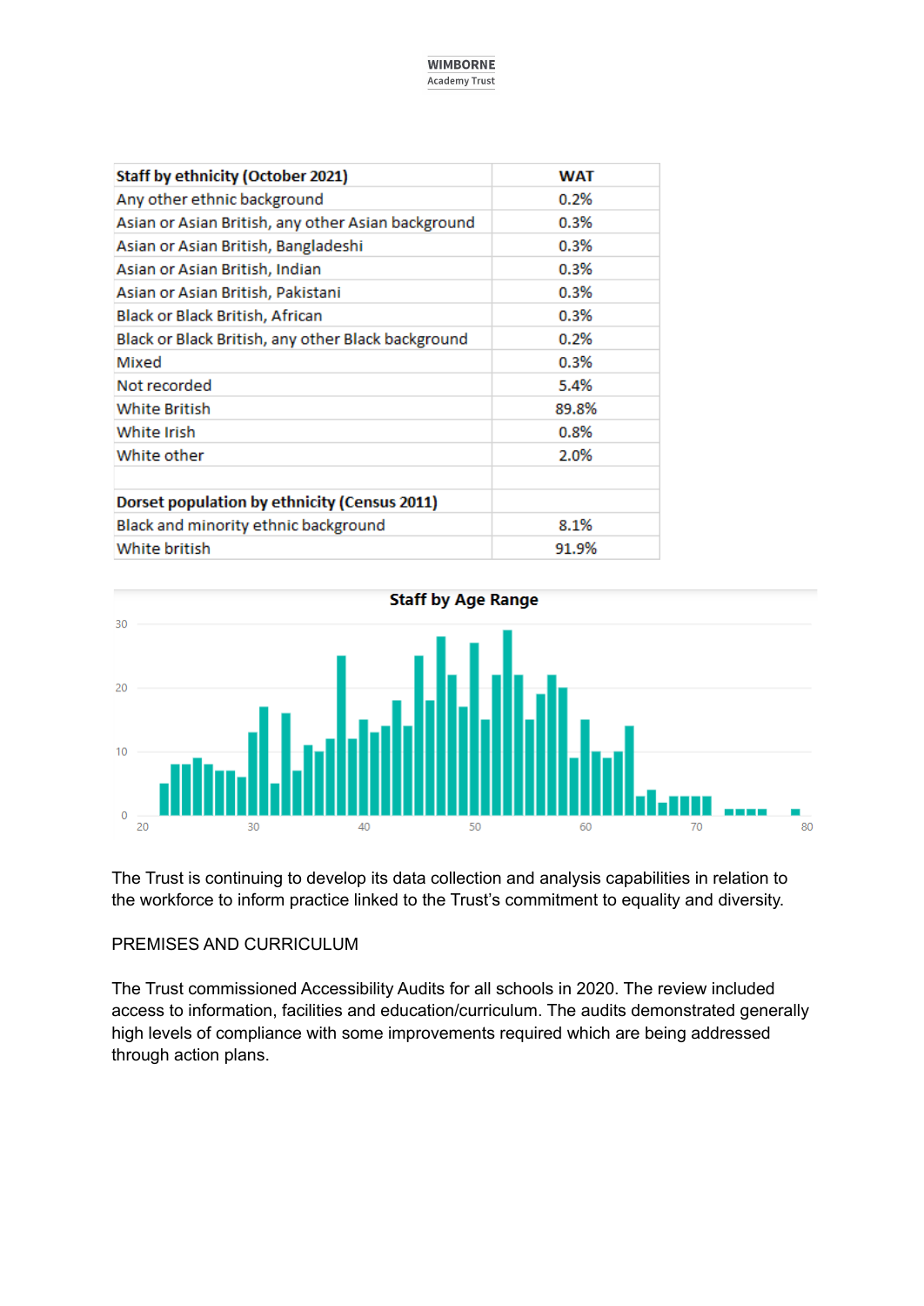| Staff by ethnicity (October 2021) | WAT |
|---|---|
| Any other ethnic background | 0.2% |
| Asian or Asian British, any other Asian background | 0.3% |
| Asian or Asian British, Bangladeshi | 0.3% |
| Asian or Asian British, Indian | 0.3% |
| Asian or Asian British, Pakistani | 0.3% |
| Black or Black British, African | 0.3% |
| Black or Black British, any other Black background | 0.2% |
| Mixed | 0.3% |
| Not recorded | 5.4% |
| White British | 89.8% |
| White Irish | 0.8% |
| White other | 2.0% |
| | |
| **Dorset population by ethnicity (Census 2011)** | |
| Black and minority ethnic background | 8.1% |
| White british | 91.9% |

**Staff by Age Range**

The Trust is continuing to develop its data collection and analysis capabilities in relation to the workforce to inform practice linked to the Trust's commitment to equality and diversity.

PREMISES AND CURRICULUM

The Trust commissioned Accessibility Audits for all schools in 2020. The review included access to information, facilities and education/curriculum. The audits demonstrated generally high levels of compliance with some improvements required which are being addressed through action plans.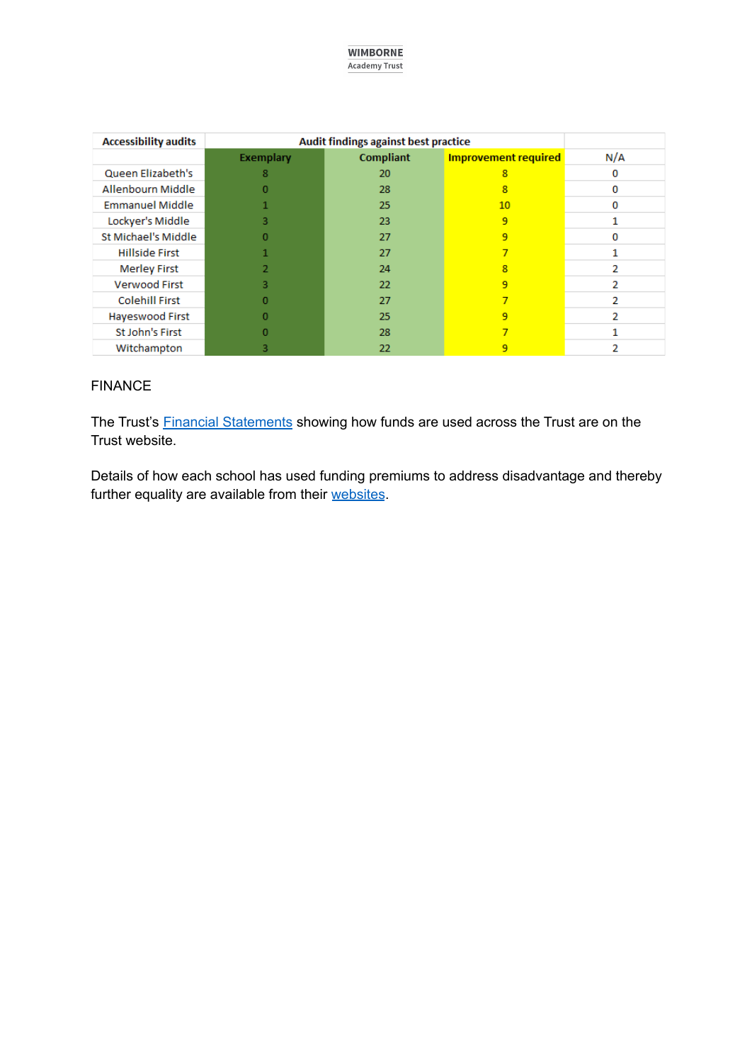| Accessibility audits | Audit findings against best practice | | | |
|---|---|---|---|---|
| | Exemplary | Compliant | Improvement required | N/A |
| Queen Elizabeth's | 8 | 20 | 8 | 0 |
| Allenbourn Middle | 0 | 28 | 8 | 0 |
| Emmanuel Middle | 1 | 25 | 10 | 0 |
| Lockyer's Middle | 3 | 23 | 9 | 1 |
| St Michael's Middle | 0 | 27 | 9 | 0 |
| Hillside First | 1 | 27 | 7 | 1 |
| Merley First | 2 | 24 | 8 | 2 |
| Verwood First | 3 | 22 | 9 | 2 |
| Colehill First | 0 | 27 | 7 | 2 |
| Hayeswood First | 0 | 25 | 9 | 2 |
| St John's First | 0 | 28 | 7 | 1 |
| Witchampton | 3 | 22 | 9 | 2 |

FINANCE

The Trust's Financial Statements showing how funds are used across the Trust are on the Trust website.

Details of how each school has used funding premiums to address disadvantage and thereby further equality are available from their websites.